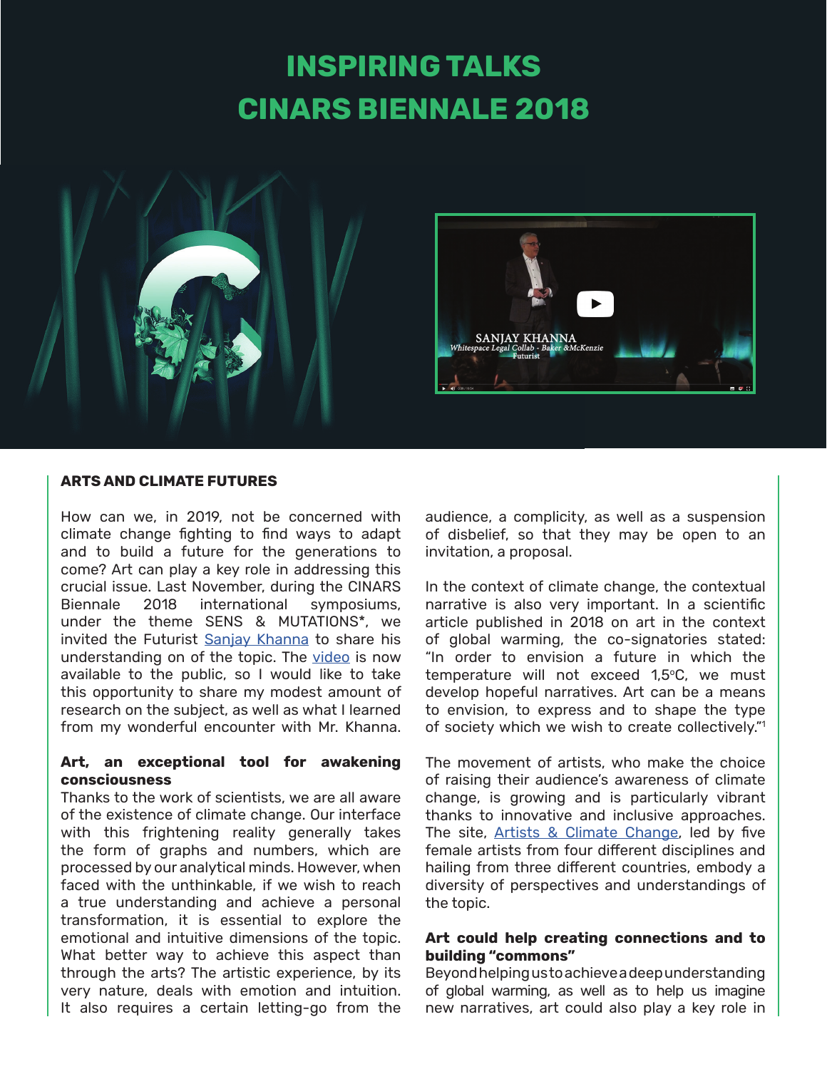# INSPIRING TALKS
# CINARS BIENNALE 2018

## ARTS AND CLIMATE FUTURES

How can we, in 2019, not be concerned with climate change fighting to find ways to adapt and to build a future for the generations to come? Art can play a key role in addressing this crucial issue. Last November, during the CINARS Biennale 2018 international symposiums, under the theme SENS & MUTATIONS*, we invited the Futurist Sanjay Khanna to share his understanding on of the topic. The video is now available to the public, so I would like to take this opportunity to share my modest amount of research on the subject, as well as what I learned from my wonderful encounter with Mr. Khanna.

**Art, an exceptional tool for awakening consciousness**

Thanks to the work of scientists, we are all aware of the existence of climate change. Our interface with this frightening reality generally takes the form of graphs and numbers, which are processed by our analytical minds. However, when faced with the unthinkable, if we wish to reach a true understanding and achieve a personal transformation, it is essential to explore the emotional and intuitive dimensions of the topic. What better way to achieve this aspect than through the arts? The artistic experience, by its very nature, deals with emotion and intuition. It also requires a certain letting-go from the audience, a complicity, as well as a suspension of disbelief, so that they may be open to an invitation, a proposal.

In the context of climate change, the contextual narrative is also very important. In a scientific article published in 2018 on art in the context of global warming, the co-signatories stated: "In order to envision a future in which the temperature will not exceed 1,5°C, we must develop hopeful narratives. Art can be a means to envision, to express and to shape the type of society which we wish to create collectively."[1]

The movement of artists, who make the choice of raising their audience's awareness of climate change, is growing and is particularly vibrant thanks to innovative and inclusive approaches. The site, Artists & Climate Change, led by five female artists from four different disciplines and hailing from three different countries, embody a diversity of perspectives and understandings of the topic.

**Art could help creating connections and to building "commons"**

Beyond helping us to achieve a deep understanding of global warming, as well as to help us imagine new narratives, art could also play a key role in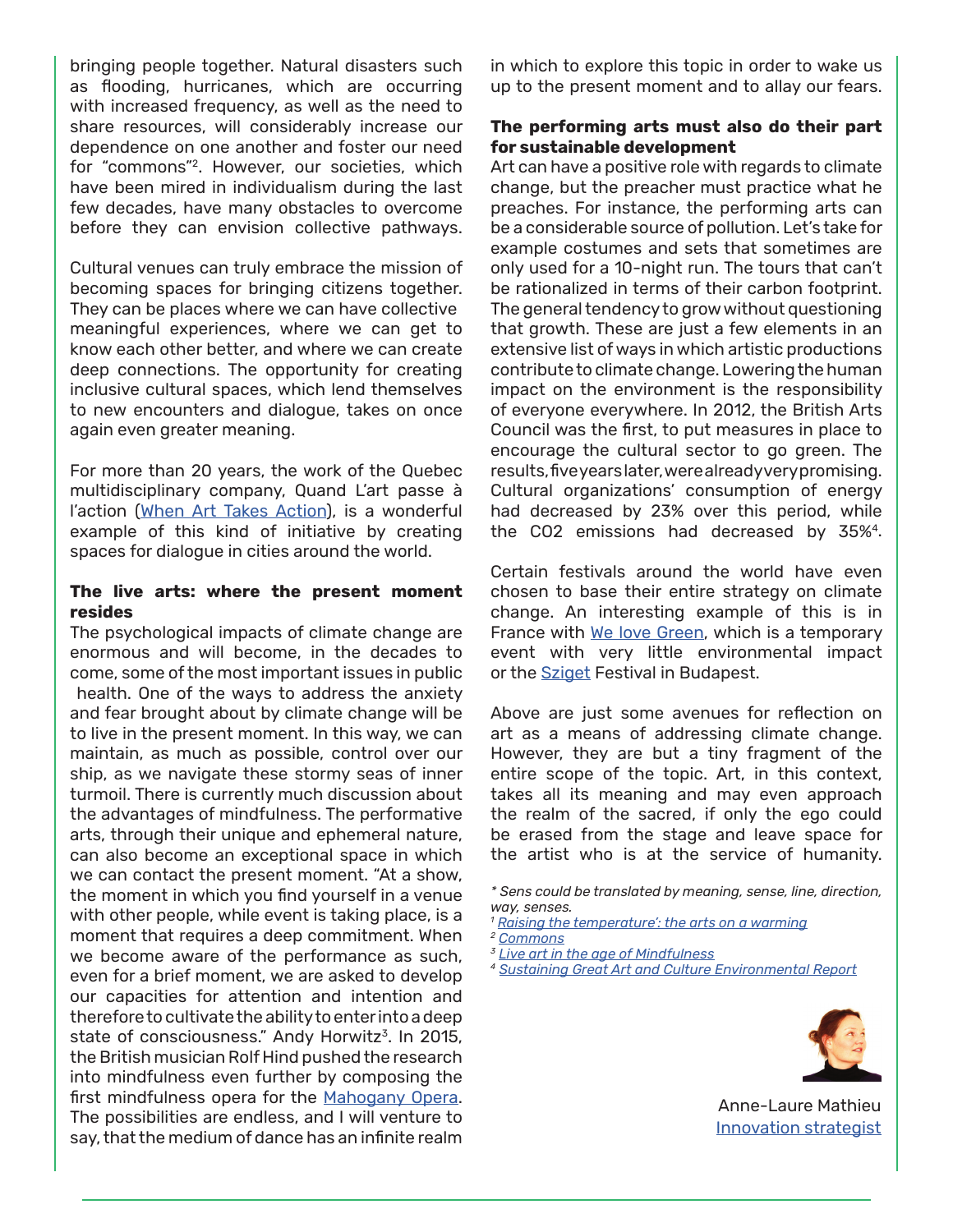bringing people together. Natural disasters such as flooding, hurricanes, which are occurring with increased frequency, as well as the need to share resources, will considerably increase our dependence on one another and foster our need for "commons"[2]. However, our societies, which have been mired in individualism during the last few decades, have many obstacles to overcome before they can envision collective pathways.

Cultural venues can truly embrace the mission of becoming spaces for bringing citizens together. They can be places where we can have collective meaningful experiences, where we can get to know each other better, and where we can create deep connections. The opportunity for creating inclusive cultural spaces, which lend themselves to new encounters and dialogue, takes on once again even greater meaning.

For more than 20 years, the work of the Quebec multidisciplinary company, Quand L'art passe à l'action (When Art Takes Action), is a wonderful example of this kind of initiative by creating spaces for dialogue in cities around the world.

**The live arts: where the present moment resides**

The psychological impacts of climate change are enormous and will become, in the decades to come, some of the most important issues in public health. One of the ways to address the anxiety and fear brought about by climate change will be to live in the present moment. In this way, we can maintain, as much as possible, control over our ship, as we navigate these stormy seas of inner turmoil. There is currently much discussion about the advantages of mindfulness. The performative arts, through their unique and ephemeral nature, can also become an exceptional space in which we can contact the present moment. "At a show, the moment in which you find yourself in a venue with other people, while event is taking place, is a moment that requires a deep commitment. When we become aware of the performance as such, even for a brief moment, we are asked to develop our capacities for attention and intention and therefore to cultivate the ability to enter into a deep state of consciousness." Andy Horwitz[3]. In 2015, the British musician Rolf Hind pushed the research into mindfulness even further by composing the first mindfulness opera for the Mahogany Opera. The possibilities are endless, and I will venture to say, that the medium of dance has an infinite realm in which to explore this topic in order to wake us up to the present moment and to allay our fears.

**The performing arts must also do their part for sustainable development**

Art can have a positive role with regards to climate change, but the preacher must practice what he preaches. For instance, the performing arts can be a considerable source of pollution. Let's take for example costumes and sets that sometimes are only used for a 10-night run. The tours that can't be rationalized in terms of their carbon footprint. The general tendency to grow without questioning that growth. These are just a few elements in an extensive list of ways in which artistic productions contribute to climate change. Lowering the human impact on the environment is the responsibility of everyone everywhere. In 2012, the British Arts Council was the first, to put measures in place to encourage the cultural sector to go green. The results, five years later, were already very promising. Cultural organizations' consumption of energy had decreased by 23% over this period, while the $CO2$ emissions had decreased by 35%[4].

Certain festivals around the world have even chosen to base their entire strategy on climate change. An interesting example of this is in France with We love Green, which is a temporary event with very little environmental impact or the Sziget Festival in Budapest.

Above are just some avenues for reflection on art as a means of addressing climate change. However, they are but a tiny fragment of the entire scope of the topic. Art, in this context, takes all its meaning and may even approach the realm of the sacred, if only the ego could be erased from the stage and leave space for the artist who is at the service of humanity.

*\* Sens could be translated by meaning, sense, line, direction, way, senses.*

[1] *Raising the temperature': the arts on a warming*

[2] *Commons*

[3] *Live art in the age of Mindfulness*

[4] *Sustaining Great Art and Culture Environmental Report*

Anne-Laure Mathieu
Innovation strategist